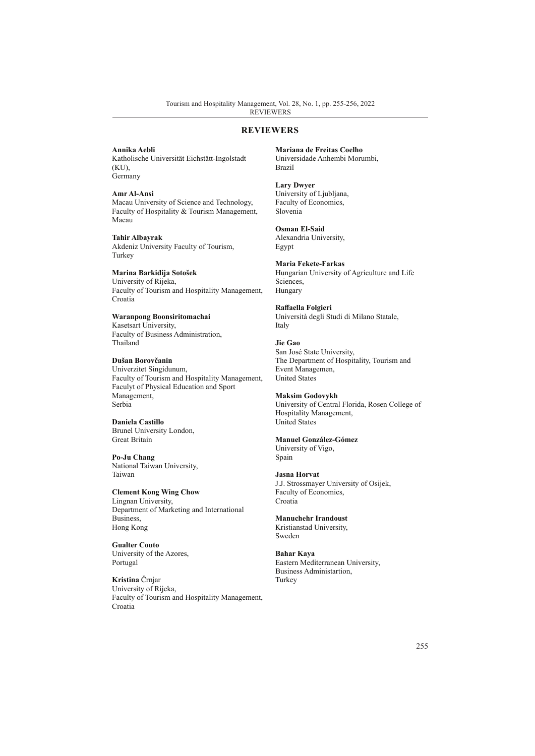## REVIEWERS

**Annika Aebli**
Katholische Universität Eichstätt-Ingolstadt (KU),
Germany

**Amr Al-Ansi**
Macau University of Science and Technology,
Faculty of Hospitality & Tourism Management,
Macau

**Tahir Albayrak**
Akdeniz University Faculty of Tourism,
Turkey

**Marina Barkiđija Sotošek**
University of Rijeka,
Faculty of Tourism and Hospitality Management,
Croatia

**Waranpong Boonsiritomachai**
Kasetsart University,
Faculty of Business Administration,
Thailand

**Dušan Borovčanin**
Univerzitet Singidunum,
Faculty of Tourism and Hospitality Management,
Faculyt of Physical Education and Sport Management,
Serbia

**Daniela Castillo**
Brunel University London,
Great Britain

**Po-Ju Chang**
National Taiwan University,
Taiwan

**Clement Kong Wing Chow**
Lingnan University,
Department of Marketing and International Business,
Hong Kong

**Gualter Couto**
University of the Azores,
Portugal

**Kristina** Črnjar
University of Rijeka,
Faculty of Tourism and Hospitality Management,
Croatia

**Mariana de Freitas Coelho**
Universidade Anhembi Morumbi,
Brazil

**Lary Dwyer**
University of Ljubljana,
Faculty of Economics,
Slovenia

**Osman El-Said**
Alexandria University,
Egypt

**Maria Fekete-Farkas**
Hungarian University of Agriculture and Life Sciences,
Hungary

**Raffaella Folgieri**
Università degli Studi di Milano Statale,
Italy

**Jie Gao**
San José State University,
The Department of Hospitality, Tourism and Event Managemen,
United States

**Maksim Godovykh**
University of Central Florida, Rosen College of Hospitality Management,
United States

**Manuel González-Gómez**
University of Vigo,
Spain

**Jasna Horvat**
J.J. Strossmayer University of Osijek,
Faculty of Economics,
Croatia

**Manuchehr Irandoust**
Kristianstad University,
Sweden

**Bahar Kaya**
Eastern Mediterranean University,
Business Administartion,
Turkey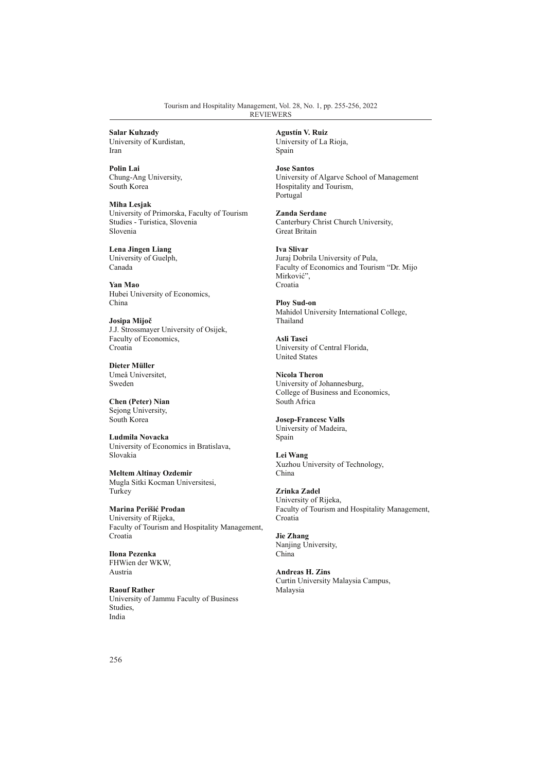**Salar Kuhzady**
University of Kurdistan,
Iran

**Polin Lai**
Chung-Ang University,
South Korea

**Miha Lesjak**
University of Primorska, Faculty of Tourism Studies - Turistica, Slovenia
Slovenia

**Lena Jingen Liang**
University of Guelph,
Canada

**Yan Mao**
Hubei University of Economics,
China

**Josipa Mijoč**
J.J. Strossmayer University of Osijek,
Faculty of Economics,
Croatia

**Dieter Müller**
Umeå Universitet,
Sweden

**Chen (Peter) Nian**
Sejong University,
South Korea

**Ludmila Novacka**
University of Economics in Bratislava,
Slovakia

**Meltem Altinay Ozdemir**
Mugla Sitki Kocman Universitesi,
Turkey

**Marina Perišić Prodan**
University of Rijeka,
Faculty of Tourism and Hospitality Management,
Croatia

**Ilona Pezenka**
FHWien der WKW,
Austria

**Raouf Rather**
University of Jammu Faculty of Business Studies,
India

**Agustín V. Ruiz**
University of La Rioja,
Spain

**Jose Santos**
University of Algarve School of Management Hospitality and Tourism,
Portugal

**Zanda Serdane**
Canterbury Christ Church University,
Great Britain

**Iva Slivar**
Juraj Dobrila University of Pula,
Faculty of Economics and Tourism "Dr. Mijo Mirković",
Croatia

**Ploy Sud-on**
Mahidol University International College,
Thailand

**Asli Tasci**
University of Central Florida,
United States

**Nicola Theron**
University of Johannesburg,
College of Business and Economics,
South Africa

**Josep-Francesc Valls**
University of Madeira,
Spain

**Lei Wang**
Xuzhou University of Technology,
China

**Zrinka Zadel**
University of Rijeka,
Faculty of Tourism and Hospitality Management,
Croatia

**Jie Zhang**
Nanjing University,
China

**Andreas H. Zins**
Curtin University Malaysia Campus,
Malaysia